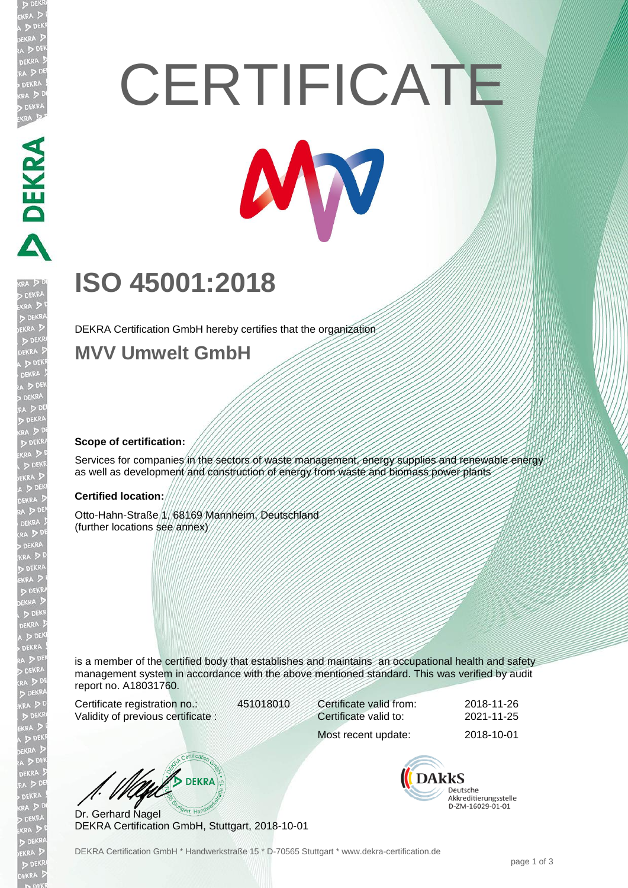# CERTIFICATE

## ISO 45001:2018

DEKRA Certification GmbH hereby certifies that the organization

## MVV Umwelt GmbH

**Scope of certification:**

Services for companies in the sectors of waste management, energy supplies and renewable energy as well as development and construction of energy from waste and biomass power plants

**Certified location:**

Otto-Hahn-Straße 1, 68169 Mannheim, Deutschland
(further locations see annex)

is a member of the certified body that establishes and maintains an occupational health and safety management system in accordance with the above mentioned standard. This was verified by audit report no. A18031760.

| | | | |
|---|---|---|---|
| Certificate registration no.: | 451018010 | Certificate valid from: | 2018-11-26 |
| Validity of previous certificate : | | Certificate valid to: | 2021-11-25 |
| | | Most recent update: | 2018-10-01 |

Dr. Gerhard Nagel
DEKRA Certification GmbH, Stuttgart, 2018-10-01

DAkkS Deutsche Akkreditierungsstelle D-ZM-16029-01-01

DEKRA Certification GmbH * Handwerkstraße 15 * D-70565 Stuttgart * www.dekra-certification.de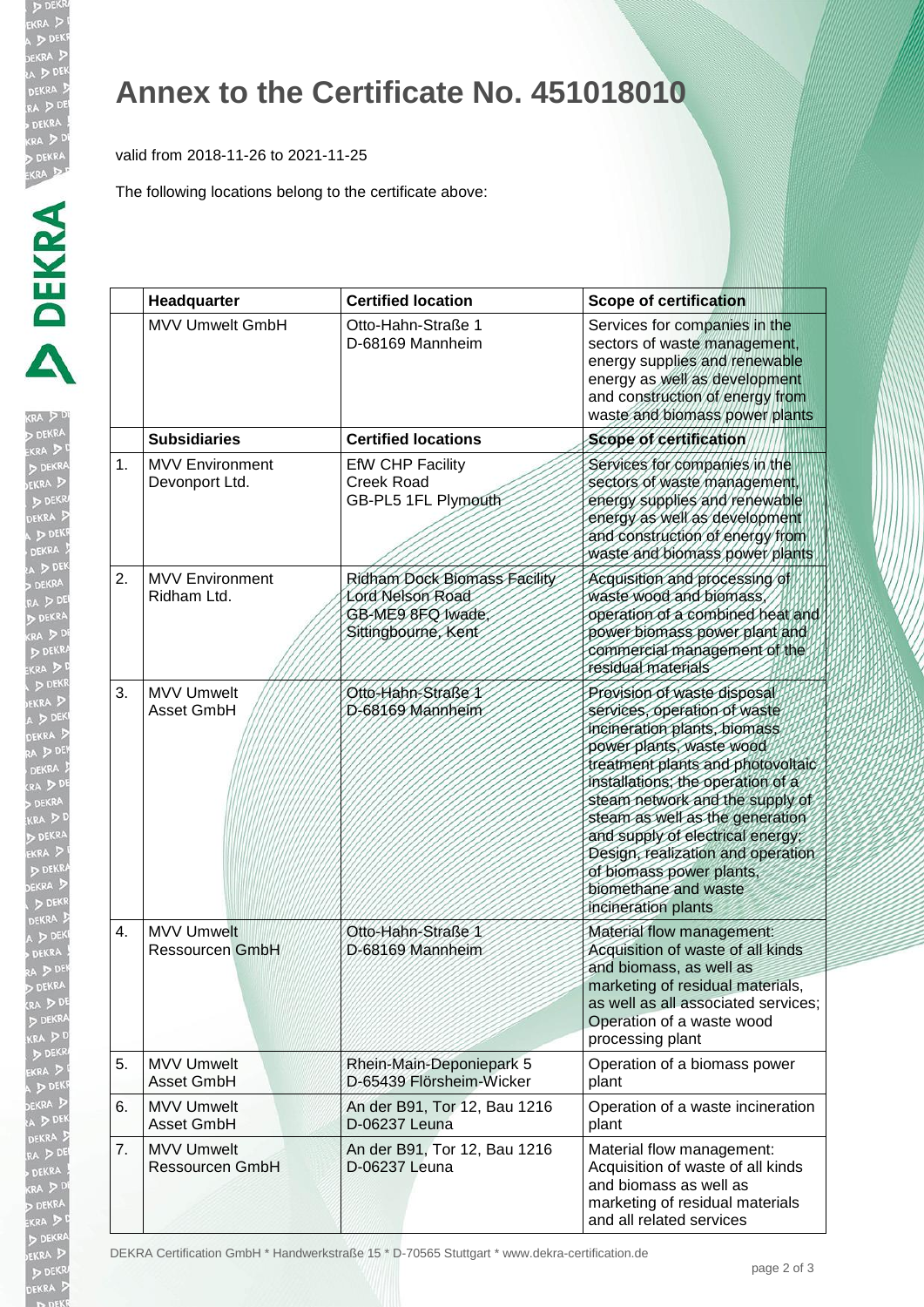# Annex to the Certificate No. 451018010

valid from 2018-11-26 to 2021-11-25

The following locations belong to the certificate above:

| | Headquarter | Certified location | Scope of certification |
|---|---|---|---|
| | MVV Umwelt GmbH | Otto-Hahn-Straße 1<br>D-68169 Mannheim | Services for companies in the sectors of waste management, energy supplies and renewable energy as well as development and construction of energy from waste and biomass power plants |
| | **Subsidiaries** | **Certified locations** | **Scope of certification** |
| 1. | MVV Environment Devonport Ltd. | EfW CHP Facility<br>Creek Road<br>GB-PL5 1FL Plymouth | Services for companies in the sectors of waste management, energy supplies and renewable energy as well as development and construction of energy from waste and biomass power plants |
| 2. | MVV Environment Ridham Ltd. | Ridham Dock Biomass Facility<br>Lord Nelson Road<br>GB-ME9 8FQ Iwade, Sittingbourne, Kent | Acquisition and processing of waste wood and biomass, operation of a combined heat and power biomass power plant and commercial management of the residual materials |
| 3. | MVV Umwelt Asset GmbH | Otto-Hahn-Straße 1<br>D-68169 Mannheim | Provision of waste disposal services, operation of waste incineration plants, biomass power plants, waste wood treatment plants and photovoltaic installations; the operation of a steam network and the supply of steam as well as the generation and supply of electrical energy; Design, realization and operation of biomass power plants, biomethane and waste incineration plants |
| 4. | MVV Umwelt Ressourcen GmbH | Otto-Hahn-Straße 1<br>D-68169 Mannheim | Material flow management: Acquisition of waste of all kinds and biomass, as well as marketing of residual materials, as well as all associated services; Operation of a waste wood processing plant |
| 5. | MVV Umwelt Asset GmbH | Rhein-Main-Deponiepark 5<br>D-65439 Flörsheim-Wicker | Operation of a biomass power plant |
| 6. | MVV Umwelt Asset GmbH | An der B91, Tor 12, Bau 1216<br>D-06237 Leuna | Operation of a waste incineration plant |
| 7. | MVV Umwelt Ressourcen GmbH | An der B91, Tor 12, Bau 1216<br>D-06237 Leuna | Material flow management: Acquisition of waste of all kinds and biomass as well as marketing of residual materials and all related services |

DEKRA Certification GmbH * Handwerkstraße 15 * D-70565 Stuttgart * www.dekra-certification.de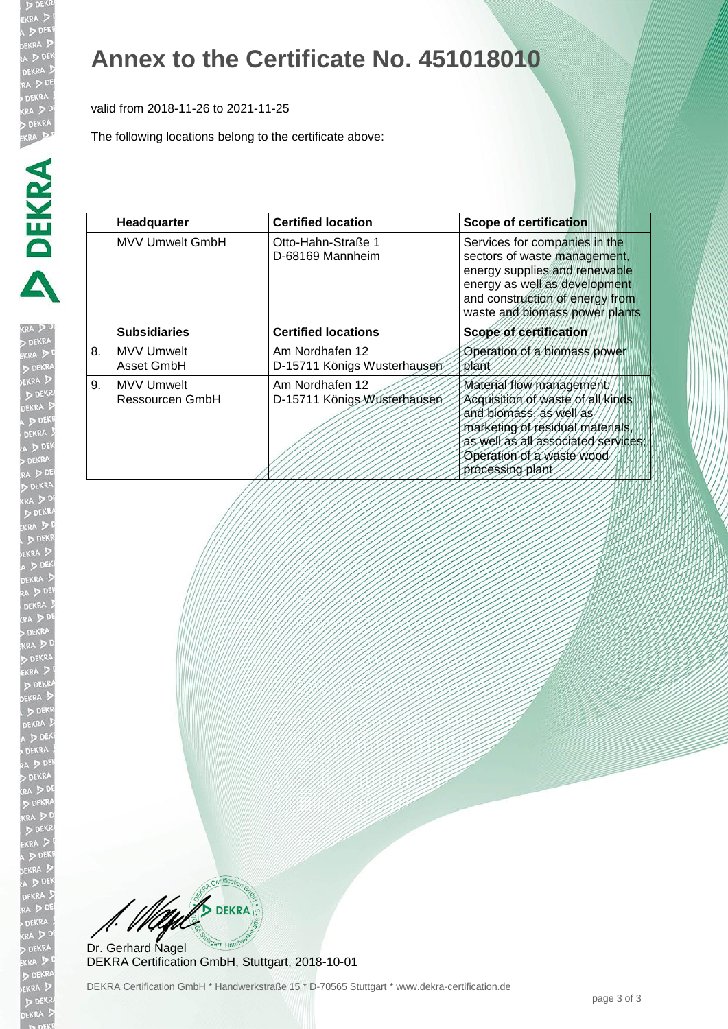# Annex to the Certificate No. 451018010

valid from 2018-11-26 to 2021-11-25

The following locations belong to the certificate above:

| | Headquarter | Certified location | Scope of certification |
|---|---|---|---|
| | MVV Umwelt GmbH | Otto-Hahn-Straße 1<br>D-68169 Mannheim | Services for companies in the sectors of waste management, energy supplies and renewable energy as well as development and construction of energy from waste and biomass power plants |
| | **Subsidiaries** | **Certified locations** | **Scope of certification** |
| 8. | MVV Umwelt Asset GmbH | Am Nordhafen 12<br>D-15711 Königs Wusterhausen | Operation of a biomass power plant |
| 9. | MVV Umwelt Ressourcen GmbH | Am Nordhafen 12<br>D-15711 Königs Wusterhausen | Material flow management: Acquisition of waste of all kinds and biomass, as well as marketing of residual materials, as well as all associated services; Operation of a waste wood processing plant |

Dr. Gerhard Nagel
DEKRA Certification GmbH, Stuttgart, 2018-10-01

DEKRA Certification GmbH * Handwerkstraße 15 * D-70565 Stuttgart * www.dekra-certification.de